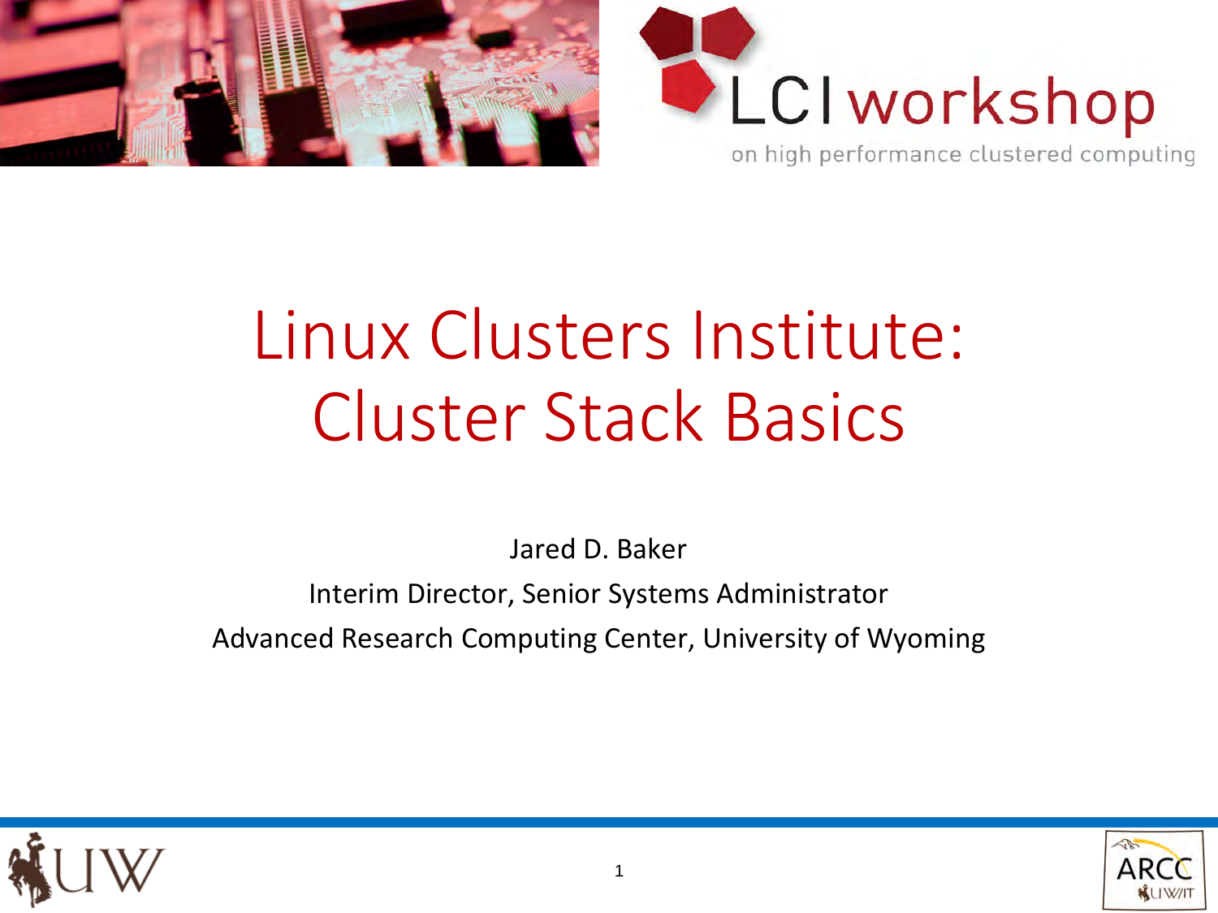LCI workshop

on high performance clustered computing

# Linux Clusters Institute: Cluster Stack Basics

Jared D. Baker

Interim Director, Senior Systems Administrator

Advanced Research Computing Center, University of Wyoming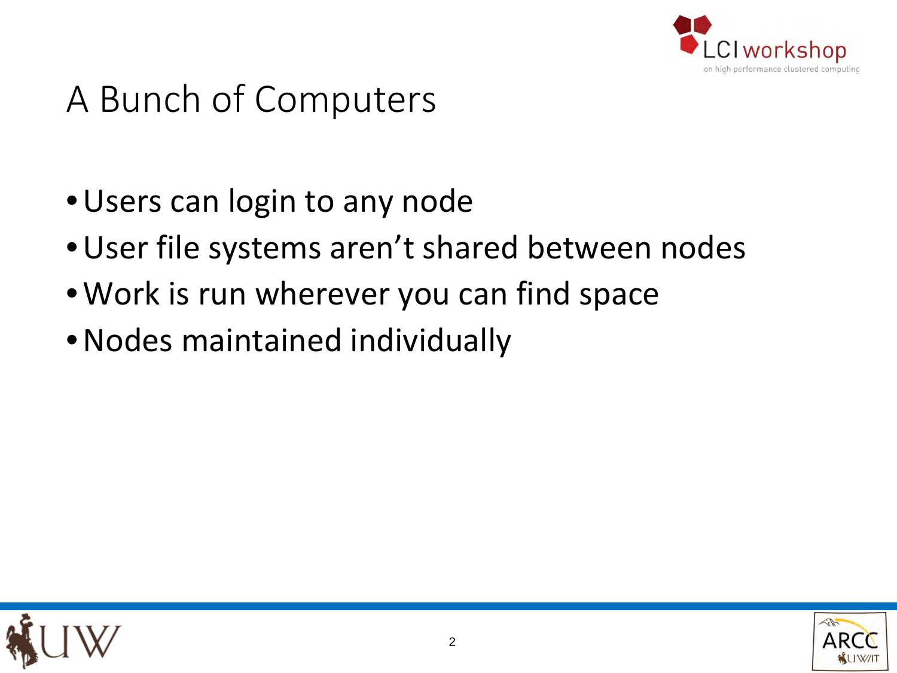# A Bunch of Computers

- Users can login to any node
- User file systems aren't shared between nodes
- Work is run wherever you can find space
- Nodes maintained individually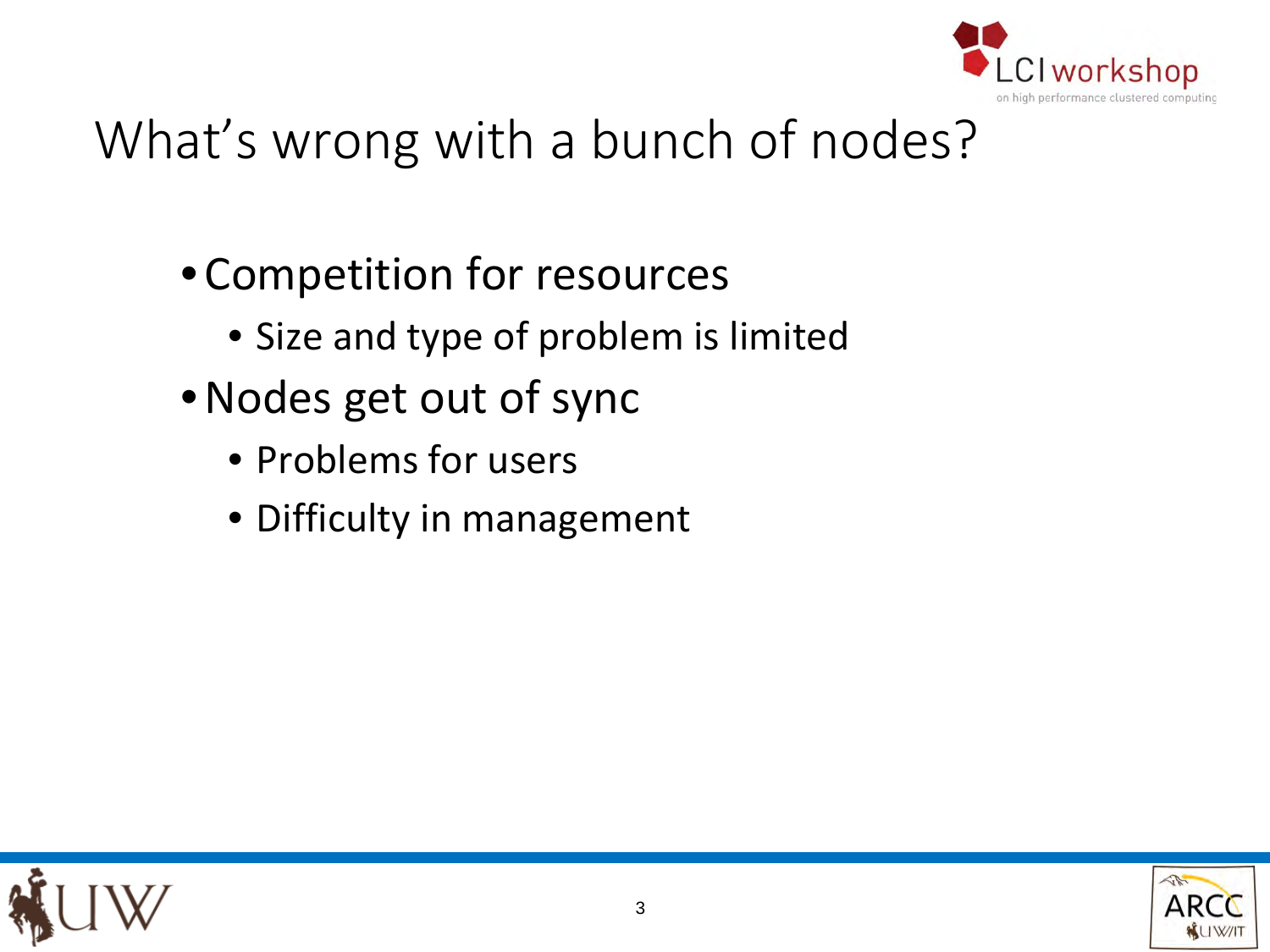# What's wrong with a bunch of nodes?

- Competition for resources
  - Size and type of problem is limited
- Nodes get out of sync
  - Problems for users
  - Difficulty in management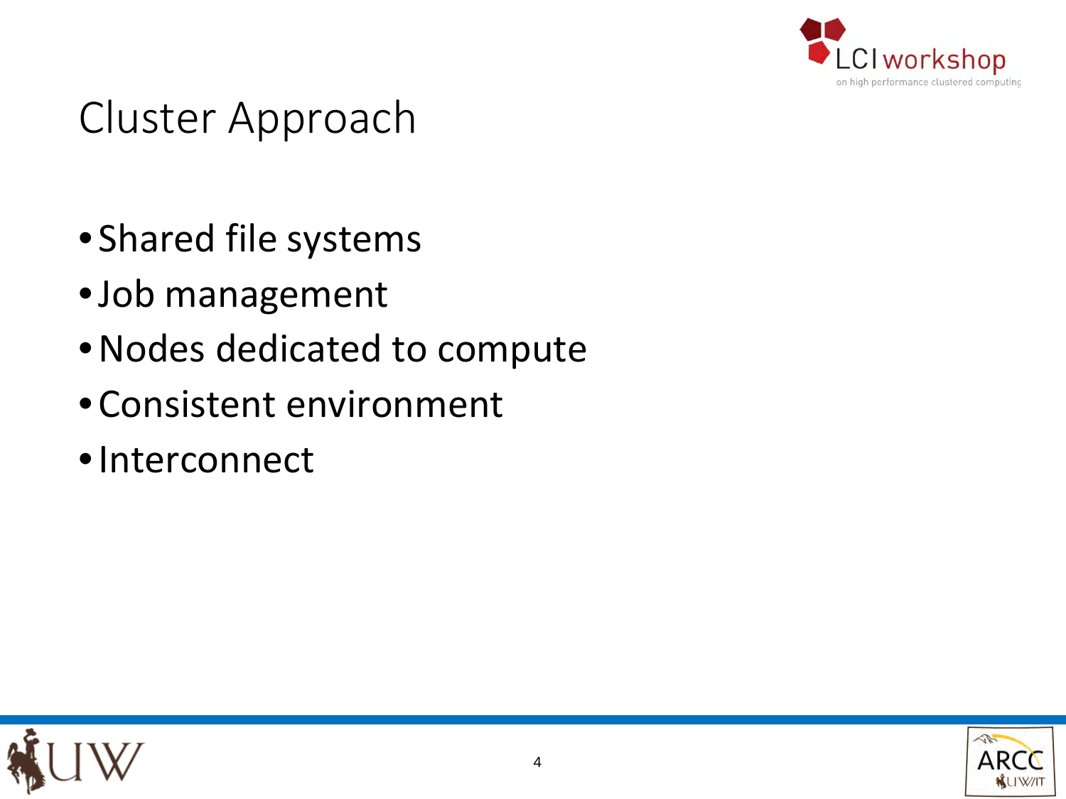# Cluster Approach

- Shared file systems
- Job management
- Nodes dedicated to compute
- Consistent environment
- Interconnect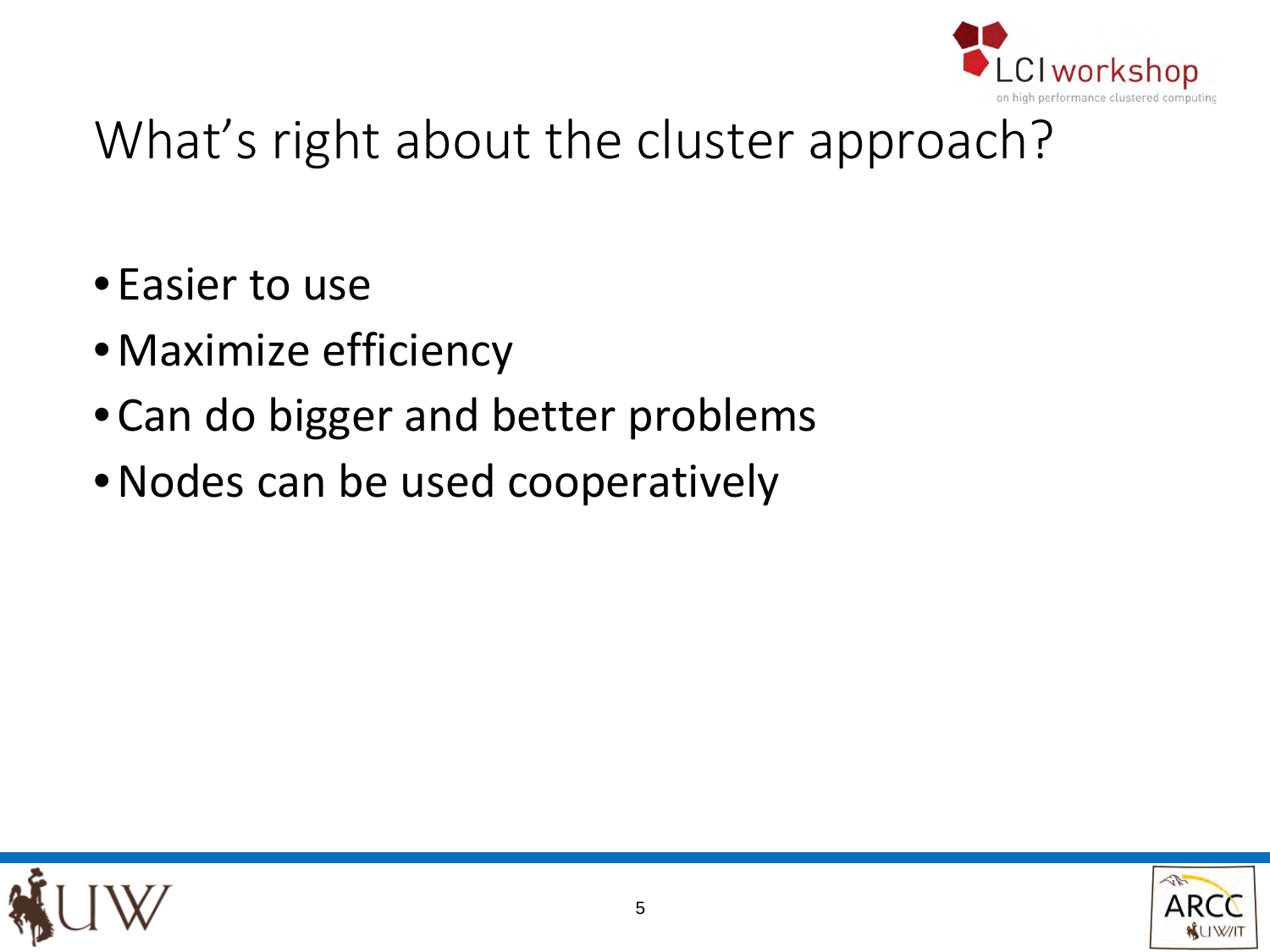# What's right about the cluster approach?

- Easier to use
- Maximize efficiency
- Can do bigger and better problems
- Nodes can be used cooperatively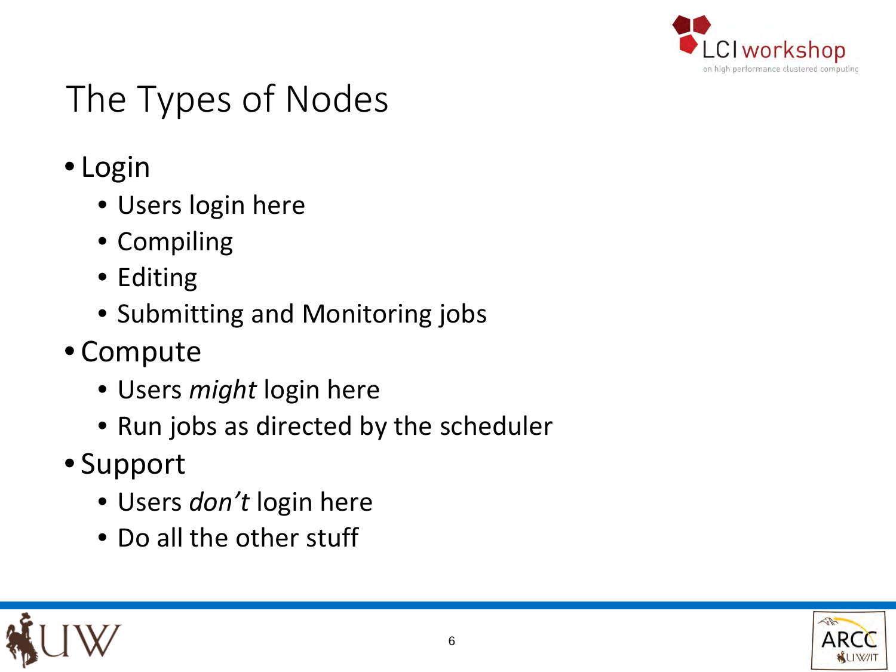# The Types of Nodes

- Login
  - Users login here
  - Compiling
  - Editing
  - Submitting and Monitoring jobs
- Compute
  - Users *might* login here
  - Run jobs as directed by the scheduler
- Support
  - Users *don't* login here
  - Do all the other stuff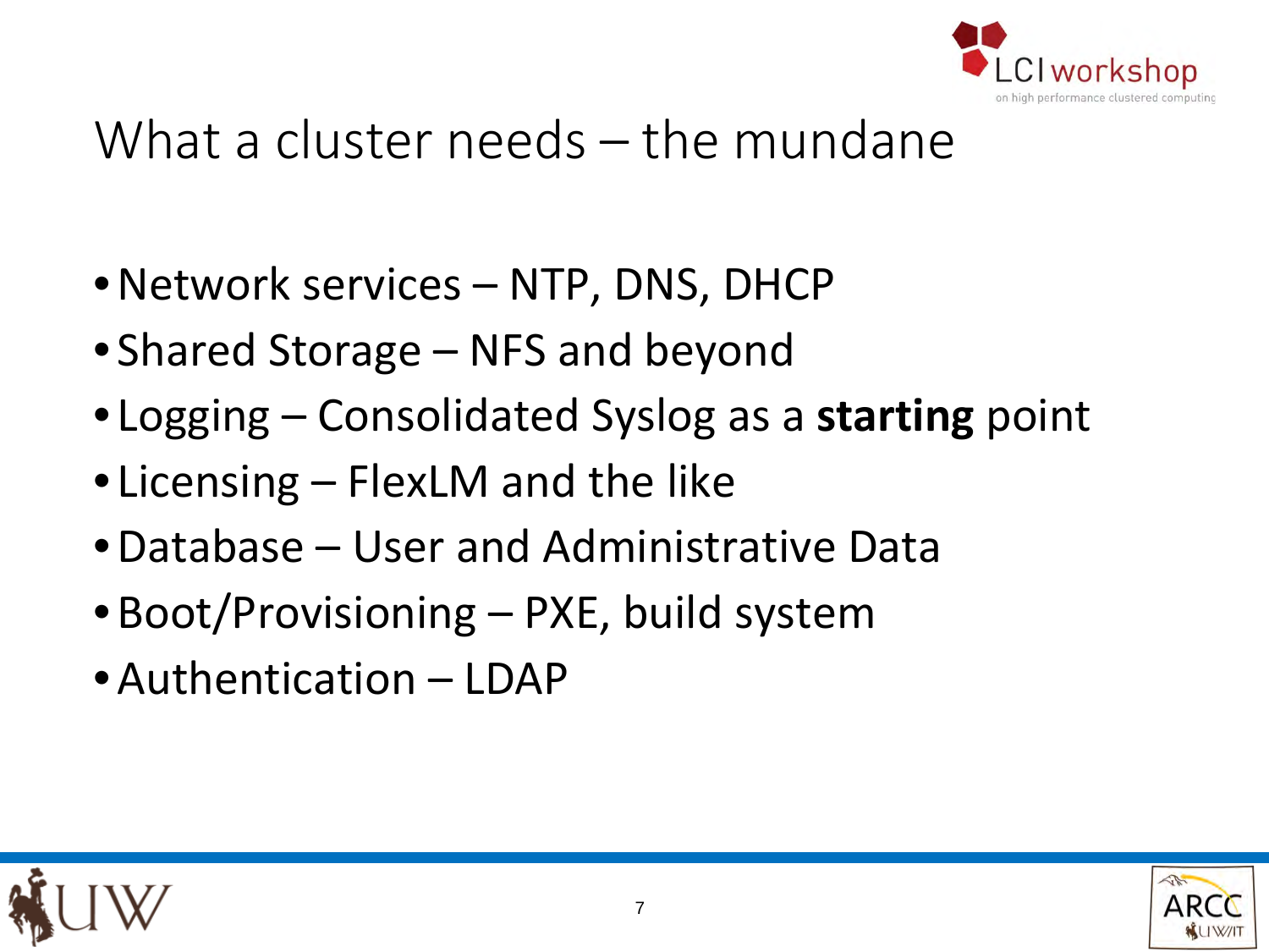# What a cluster needs – the mundane

- Network services – NTP, DNS, DHCP
- Shared Storage – NFS and beyond
- Logging – Consolidated Syslog as a **starting** point
- Licensing – FlexLM and the like
- Database – User and Administrative Data
- Boot/Provisioning – PXE, build system
- Authentication – LDAP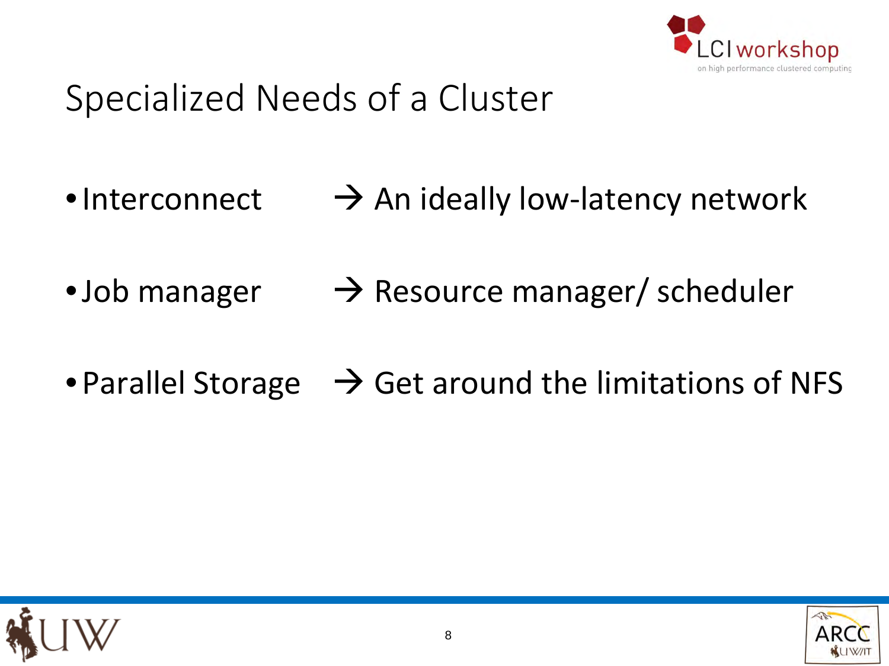# Specialized Needs of a Cluster

- Interconnect → An ideally low-latency network
- Job manager → Resource manager/ scheduler
- Parallel Storage → Get around the limitations of NFS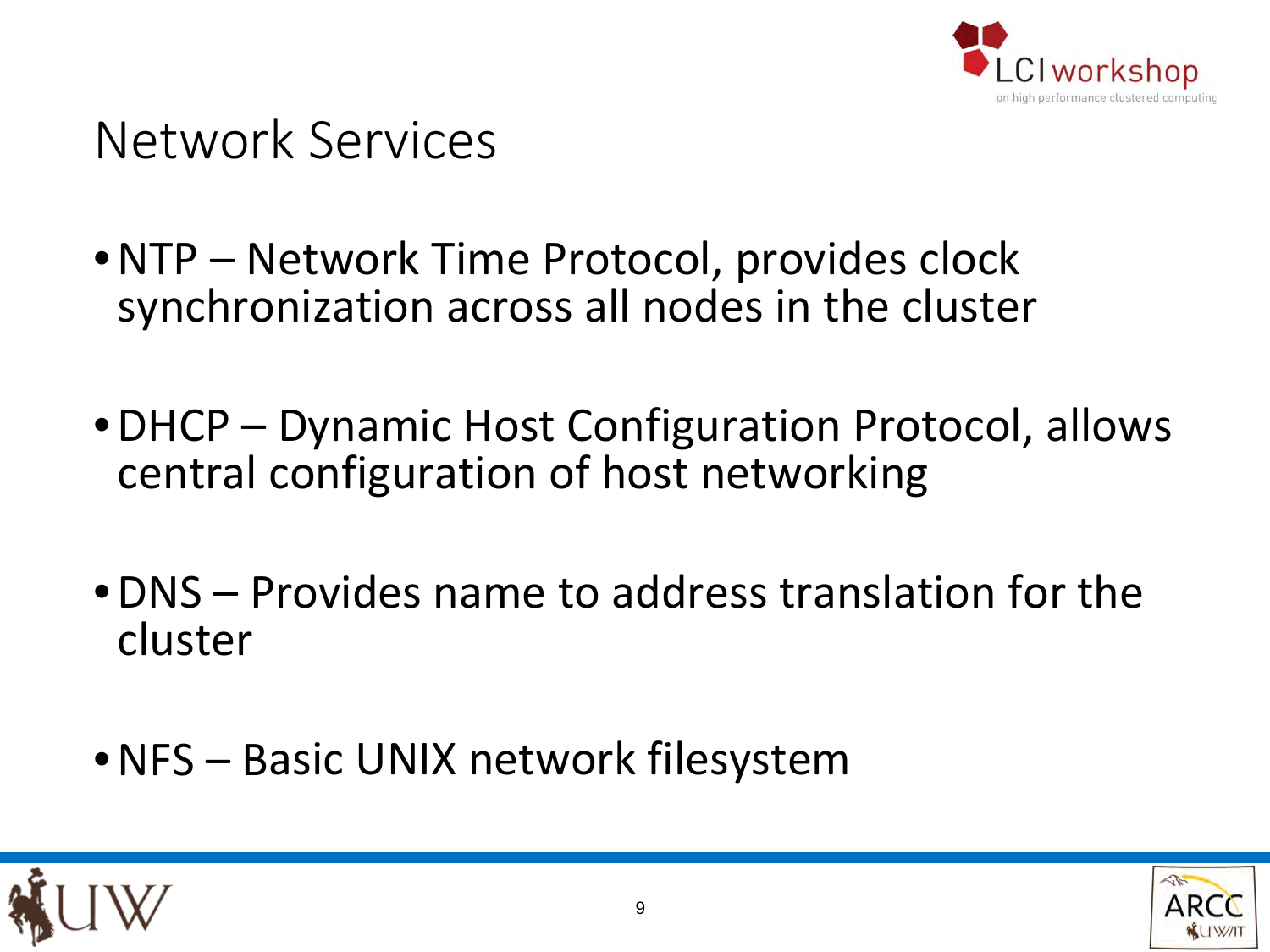# Network Services

- NTP – Network Time Protocol, provides clock synchronization across all nodes in the cluster
- DHCP – Dynamic Host Configuration Protocol, allows central configuration of host networking
- DNS – Provides name to address translation for the cluster
- NFS – Basic UNIX network filesystem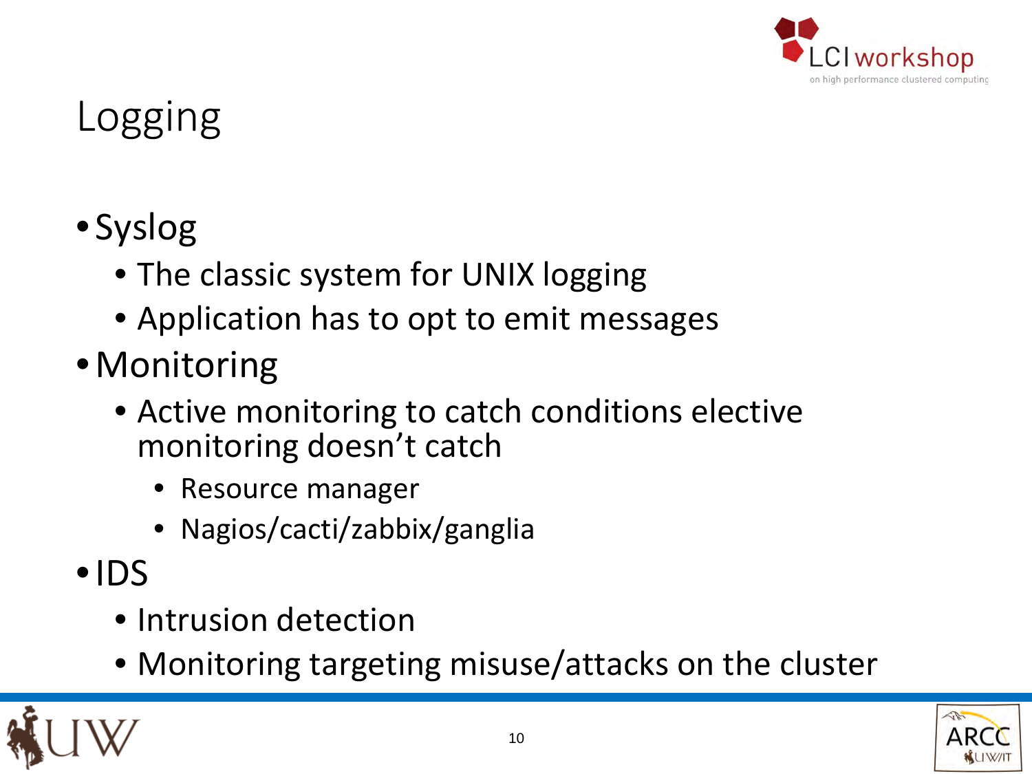# Logging

- Syslog
  - The classic system for UNIX logging
  - Application has to opt to emit messages
- Monitoring
  - Active monitoring to catch conditions elective monitoring doesn't catch
    - Resource manager
    - Nagios/cacti/zabbix/ganglia
- IDS
  - Intrusion detection
  - Monitoring targeting misuse/attacks on the cluster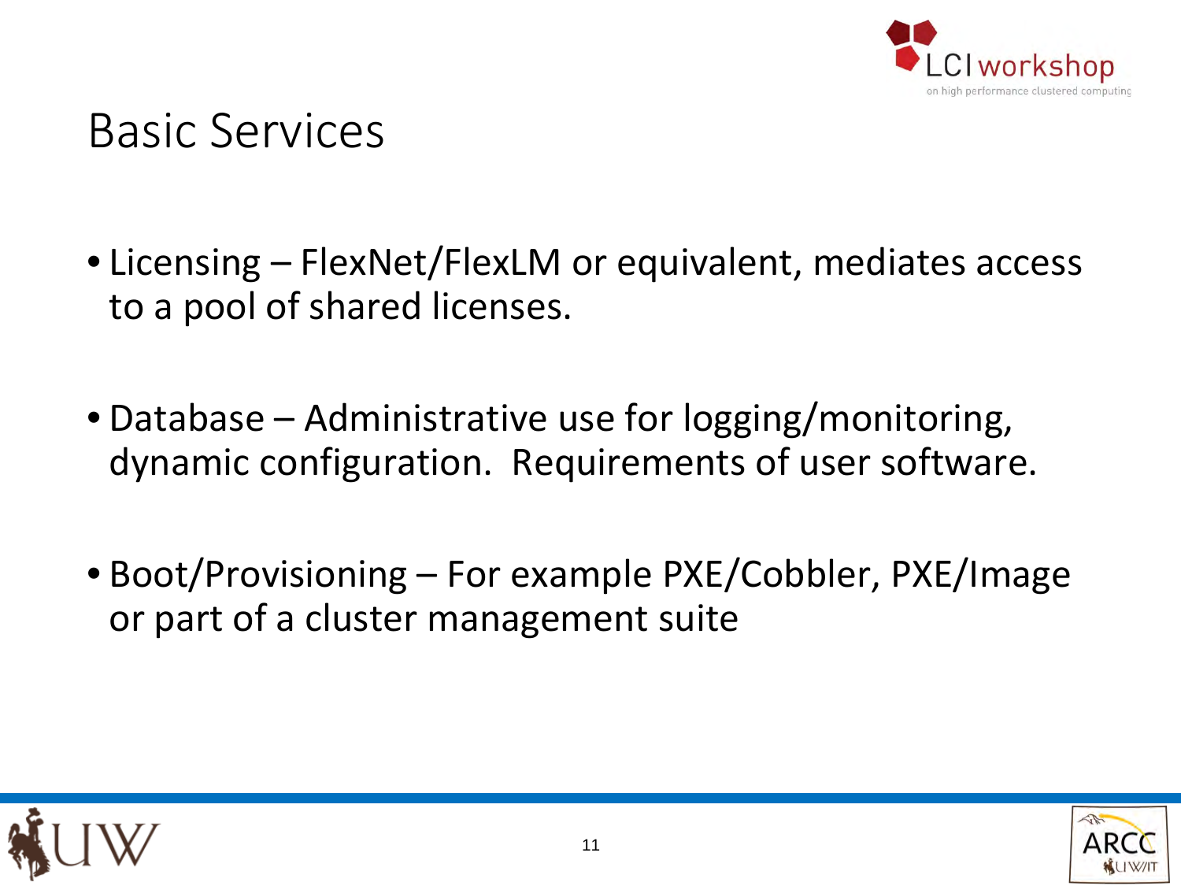# Basic Services

- Licensing – FlexNet/FlexLM or equivalent, mediates access to a pool of shared licenses.
- Database – Administrative use for logging/monitoring, dynamic configuration. Requirements of user software.
- Boot/Provisioning – For example PXE/Cobbler, PXE/Image or part of a cluster management suite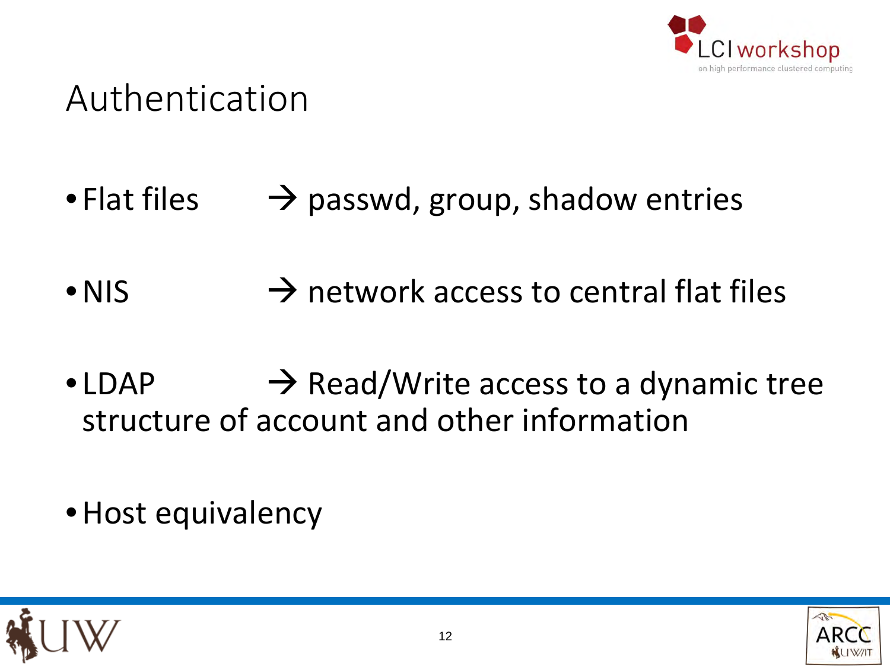# Authentication

- Flat files → passwd, group, shadow entries
- NIS → network access to central flat files
- LDAP → Read/Write access to a dynamic tree structure of account and other information
- Host equivalency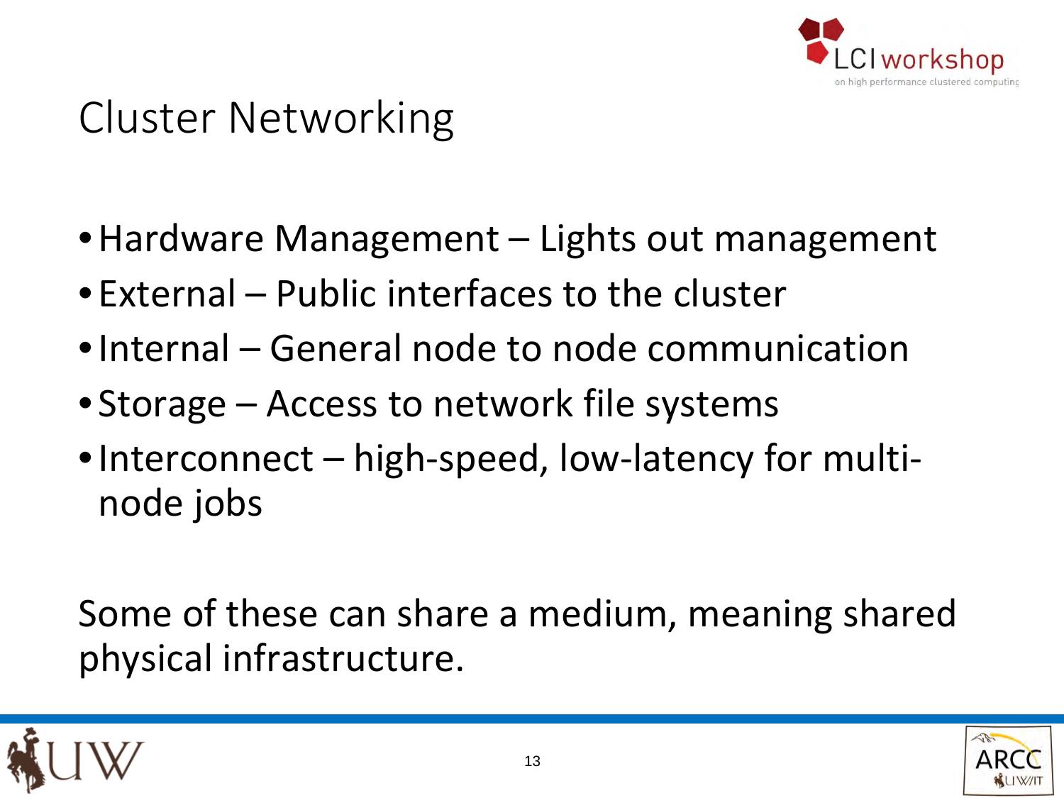# Cluster Networking

- Hardware Management – Lights out management
- External – Public interfaces to the cluster
- Internal – General node to node communication
- Storage – Access to network file systems
- Interconnect – high-speed, low-latency for multi-node jobs

Some of these can share a medium, meaning shared physical infrastructure.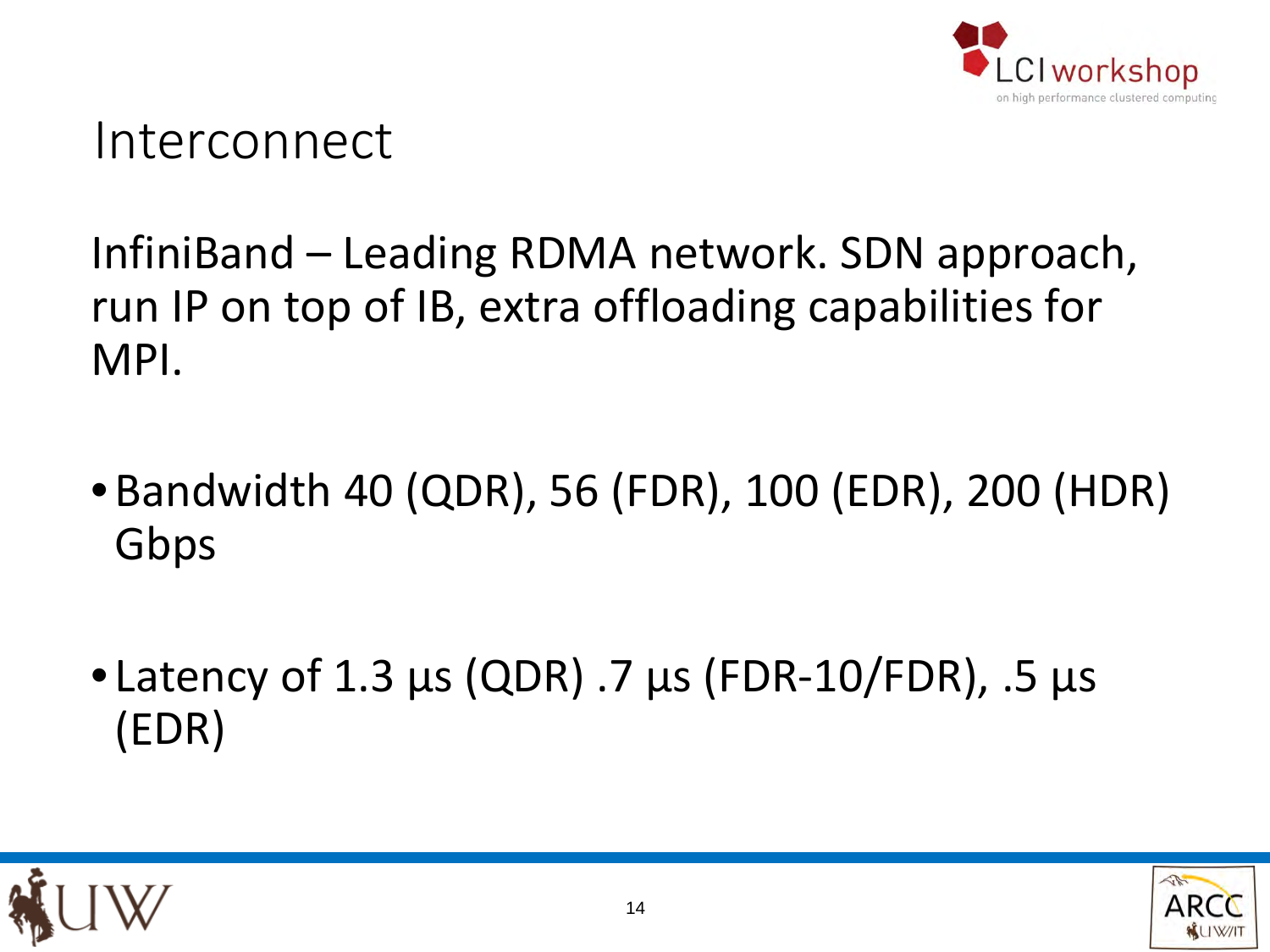# Interconnect

InfiniBand – Leading RDMA network. SDN approach, run IP on top of IB, extra offloading capabilities for MPI.

- Bandwidth 40 (QDR), 56 (FDR), 100 (EDR), 200 (HDR) Gbps

- Latency of 1.3 µs (QDR) .7 µs (FDR-10/FDR), .5 µs (EDR)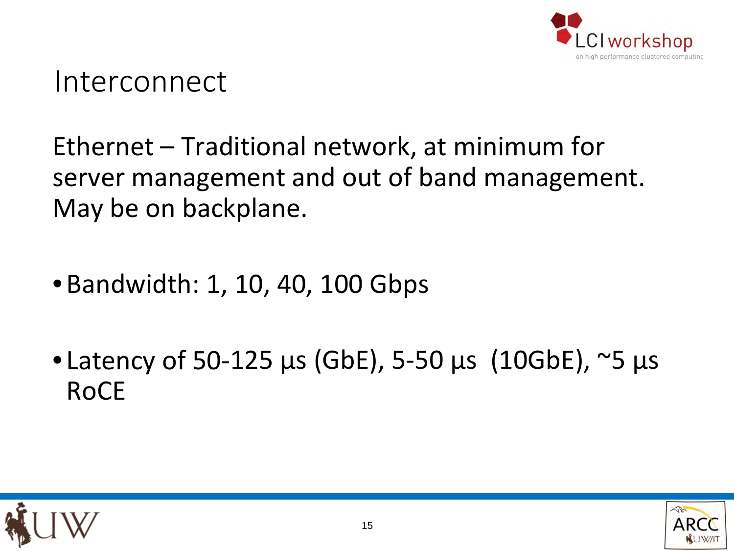# Interconnect

Ethernet – Traditional network, at minimum for server management and out of band management. May be on backplane.

- Bandwidth: 1, 10, 40, 100 Gbps
- Latency of 50-125 µs (GbE), 5-50 µs (10GbE), ~5 µs RoCE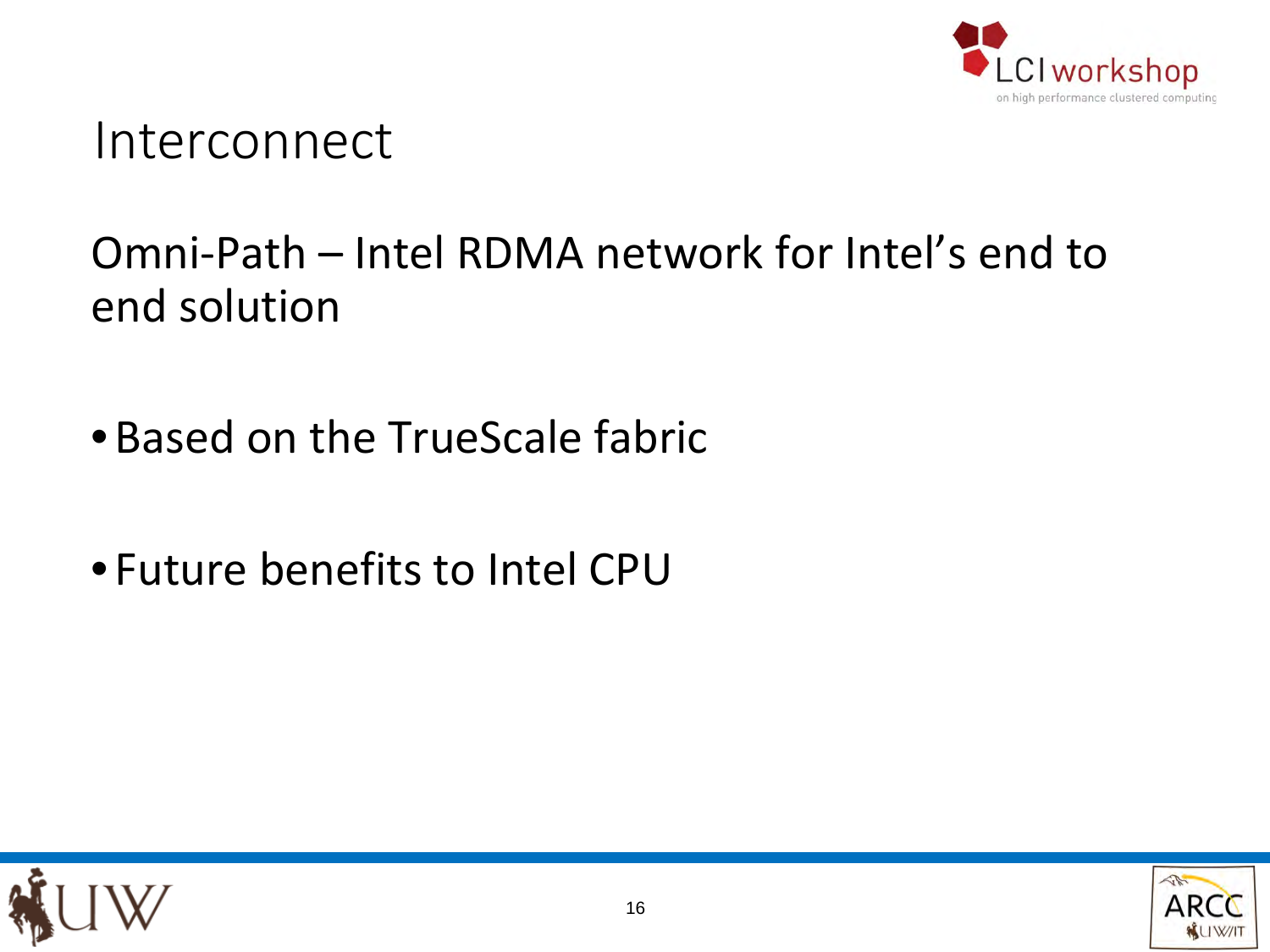# Interconnect

Omni-Path – Intel RDMA network for Intel's end to end solution

- Based on the TrueScale fabric
- Future benefits to Intel CPU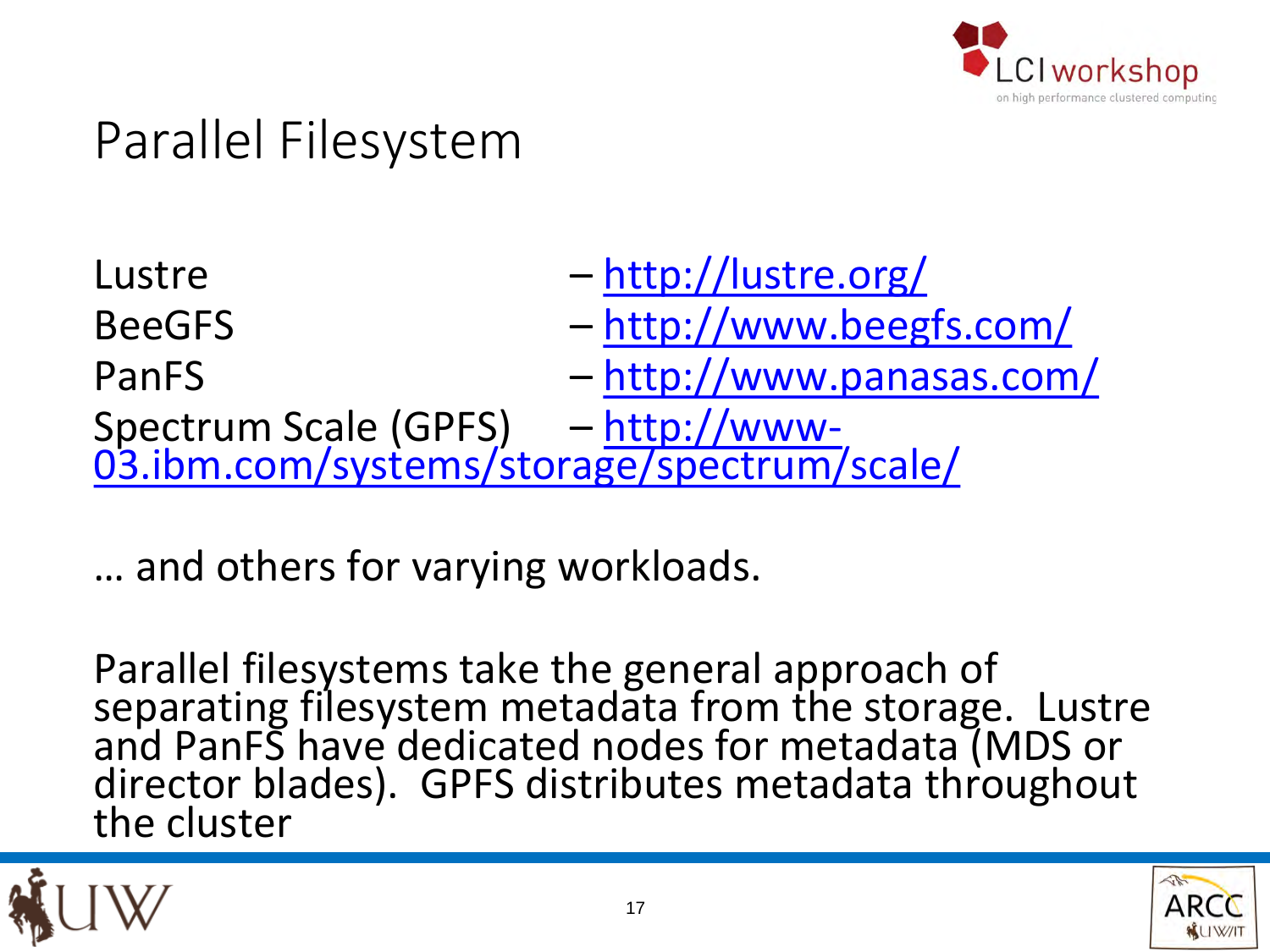# Parallel Filesystem

Lustre – http://lustre.org/
BeeGFS – http://www.beegfs.com/
PanFS – http://www.panasas.com/
Spectrum Scale (GPFS) – http://www-03.ibm.com/systems/storage/spectrum/scale/

… and others for varying workloads.

Parallel filesystems take the general approach of separating filesystem metadata from the storage. Lustre and PanFS have dedicated nodes for metadata (MDS or director blades). GPFS distributes metadata throughout the cluster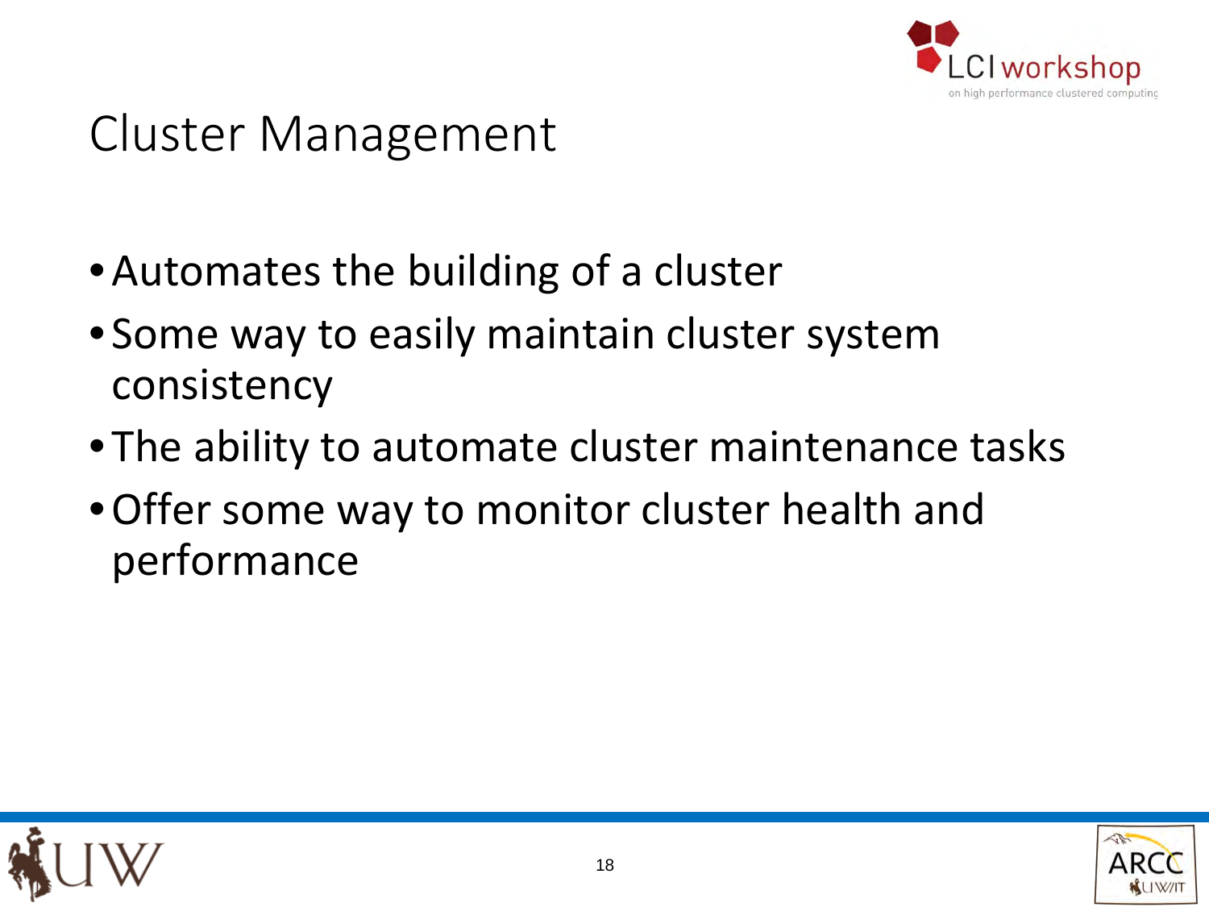# Cluster Management

- Automates the building of a cluster
- Some way to easily maintain cluster system consistency
- The ability to automate cluster maintenance tasks
- Offer some way to monitor cluster health and performance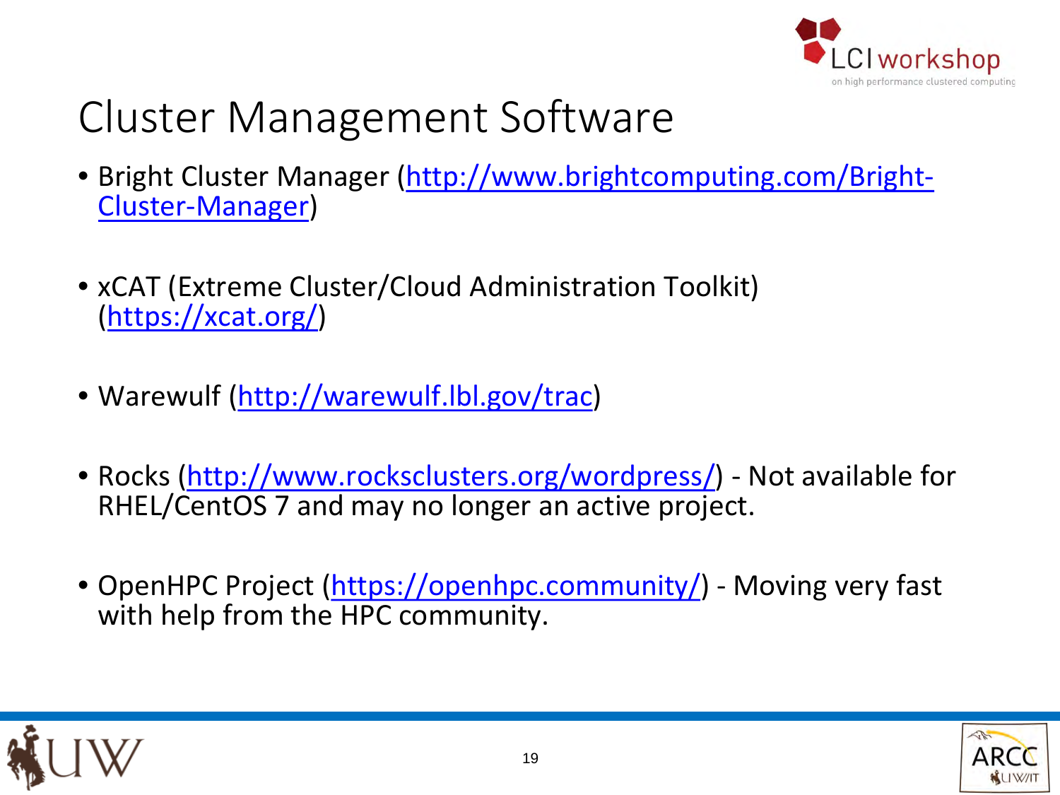# Cluster Management Software

- Bright Cluster Manager (http://www.brightcomputing.com/Bright-Cluster-Manager)
- xCAT (Extreme Cluster/Cloud Administration Toolkit) (https://xcat.org/)
- Warewulf (http://warewulf.lbl.gov/trac)
- Rocks (http://www.rocksclusters.org/wordpress/) - Not available for RHEL/CentOS 7 and may no longer an active project.
- OpenHPC Project (https://openhpc.community/) - Moving very fast with help from the HPC community.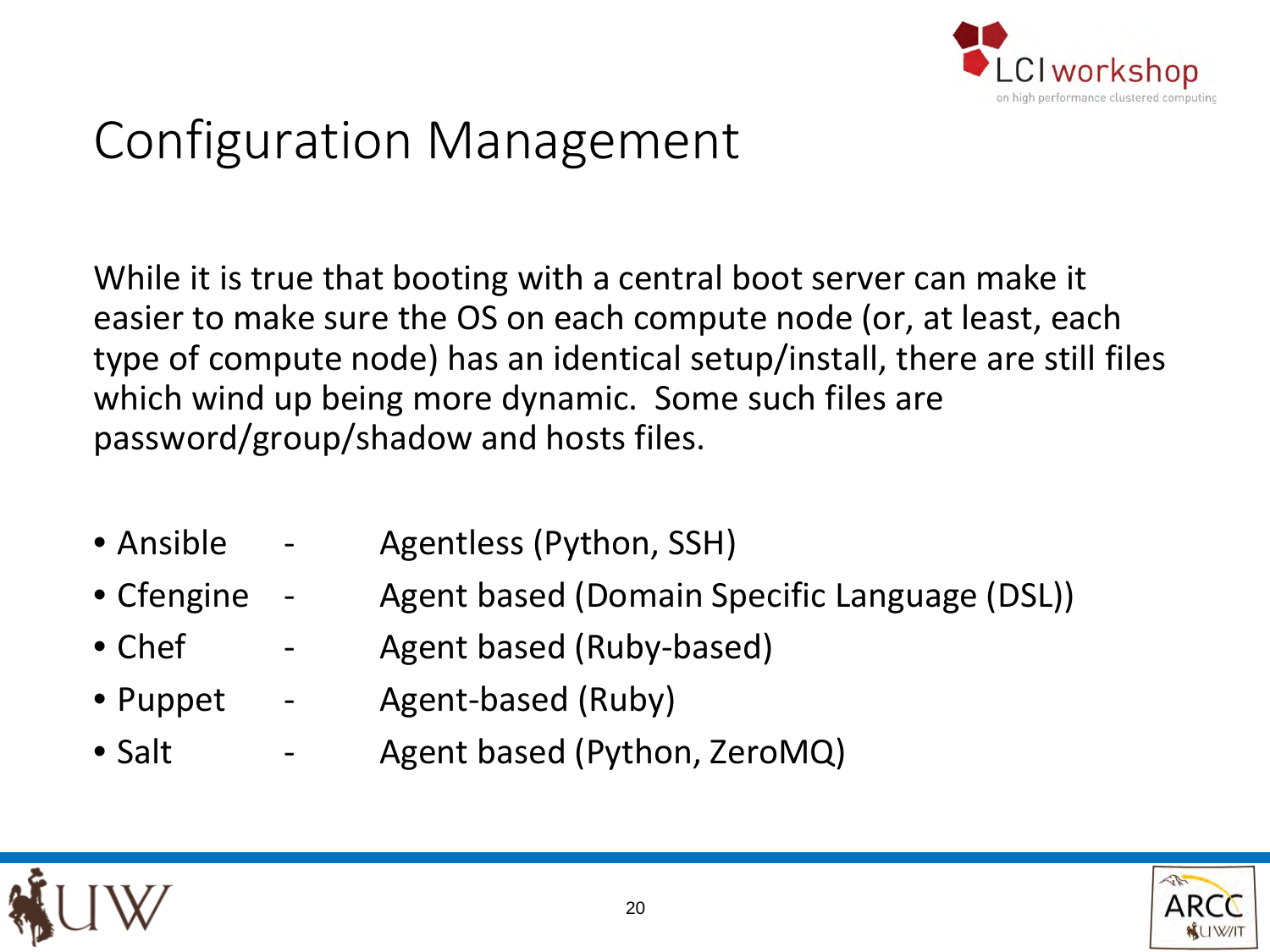# Configuration Management

While it is true that booting with a central boot server can make it easier to make sure the OS on each compute node (or, at least, each type of compute node) has an identical setup/install, there are still files which wind up being more dynamic. Some such files are password/group/shadow and hosts files.

- Ansible - Agentless (Python, SSH)
- Cfengine - Agent based (Domain Specific Language (DSL))
- Chef - Agent based (Ruby-based)
- Puppet - Agent-based (Ruby)
- Salt - Agent based (Python, ZeroMQ)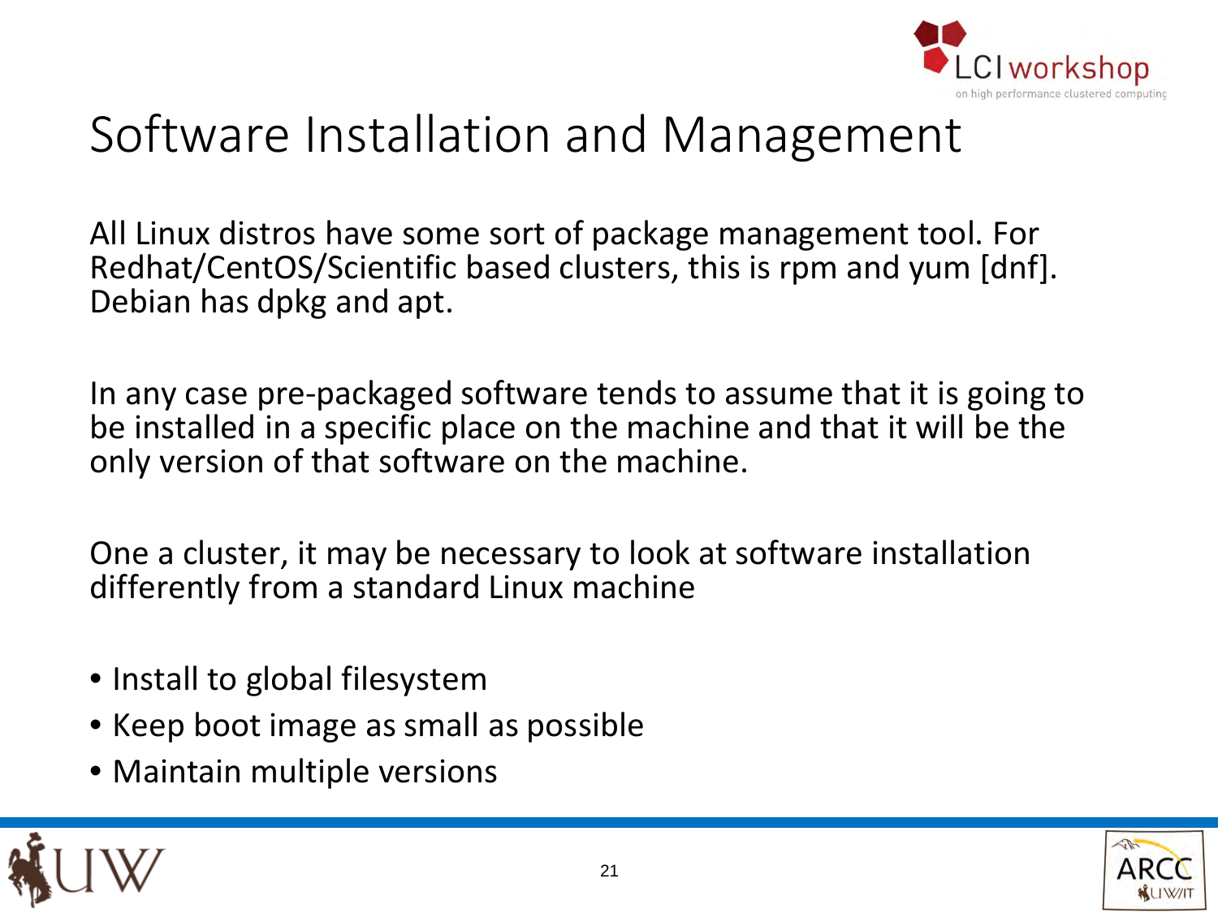# Software Installation and Management

All Linux distros have some sort of package management tool. For Redhat/CentOS/Scientific based clusters, this is rpm and yum [dnf]. Debian has dpkg and apt.

In any case pre-packaged software tends to assume that it is going to be installed in a specific place on the machine and that it will be the only version of that software on the machine.

One a cluster, it may be necessary to look at software installation differently from a standard Linux machine

- Install to global filesystem
- Keep boot image as small as possible
- Maintain multiple versions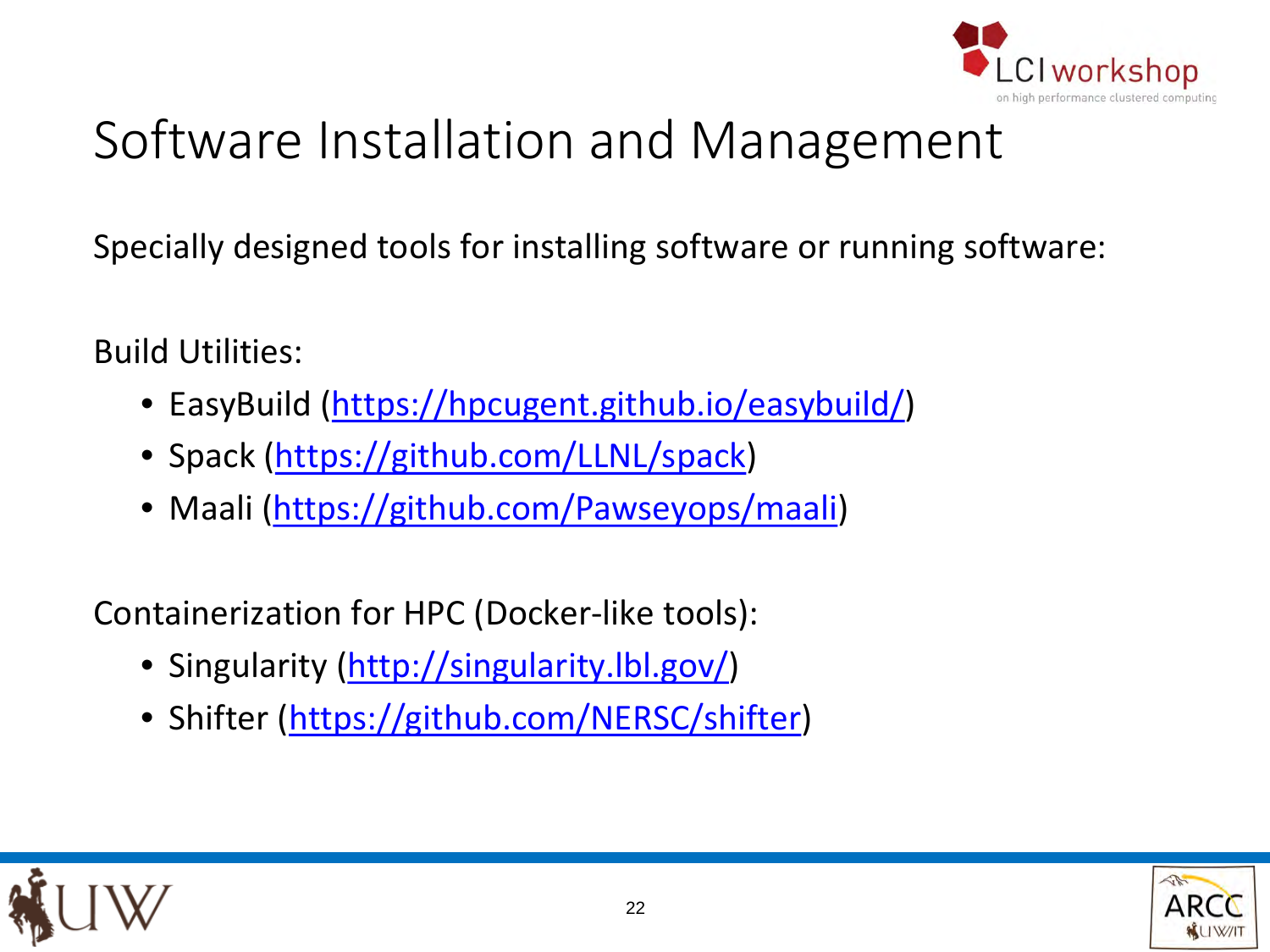# Software Installation and Management

Specially designed tools for installing software or running software:

Build Utilities:

- EasyBuild (https://hpcugent.github.io/easybuild/)
- Spack (https://github.com/LLNL/spack)
- Maali (https://github.com/Pawseyops/maali)

Containerization for HPC (Docker-like tools):

- Singularity (http://singularity.lbl.gov/)
- Shifter (https://github.com/NERSC/shifter)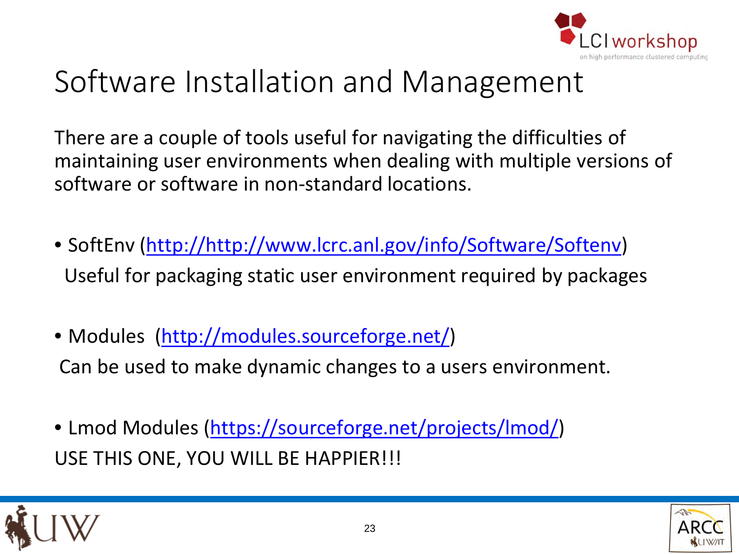# Software Installation and Management

There are a couple of tools useful for navigating the difficulties of maintaining user environments when dealing with multiple versions of software or software in non-standard locations.

- SoftEnv (http://http://www.lcrc.anl.gov/info/Software/Softenv)
  Useful for packaging static user environment required by packages

- Modules (http://modules.sourceforge.net/)
  Can be used to make dynamic changes to a users environment.

- Lmod Modules (https://sourceforge.net/projects/lmod/)
  USE THIS ONE, YOU WILL BE HAPPIER!!!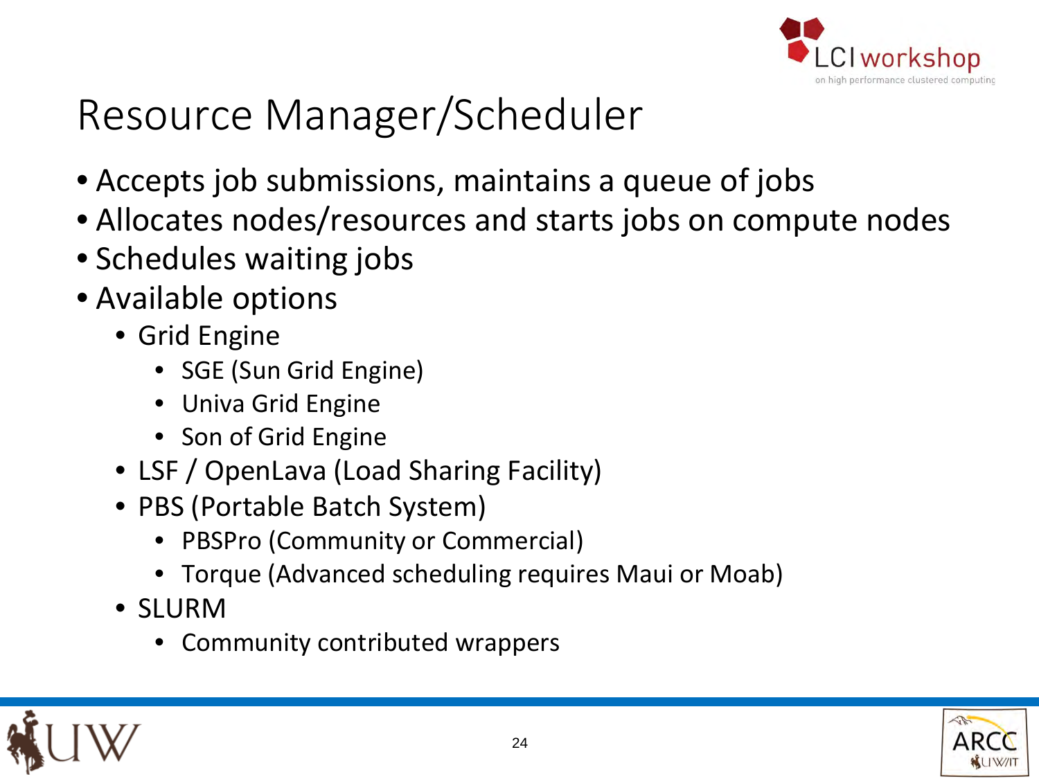# Resource Manager/Scheduler

- Accepts job submissions, maintains a queue of jobs
- Allocates nodes/resources and starts jobs on compute nodes
- Schedules waiting jobs
- Available options
  - Grid Engine
    - SGE (Sun Grid Engine)
    - Univa Grid Engine
    - Son of Grid Engine
  - LSF / OpenLava (Load Sharing Facility)
  - PBS (Portable Batch System)
    - PBSPro (Community or Commercial)
    - Torque (Advanced scheduling requires Maui or Moab)
  - SLURM
    - Community contributed wrappers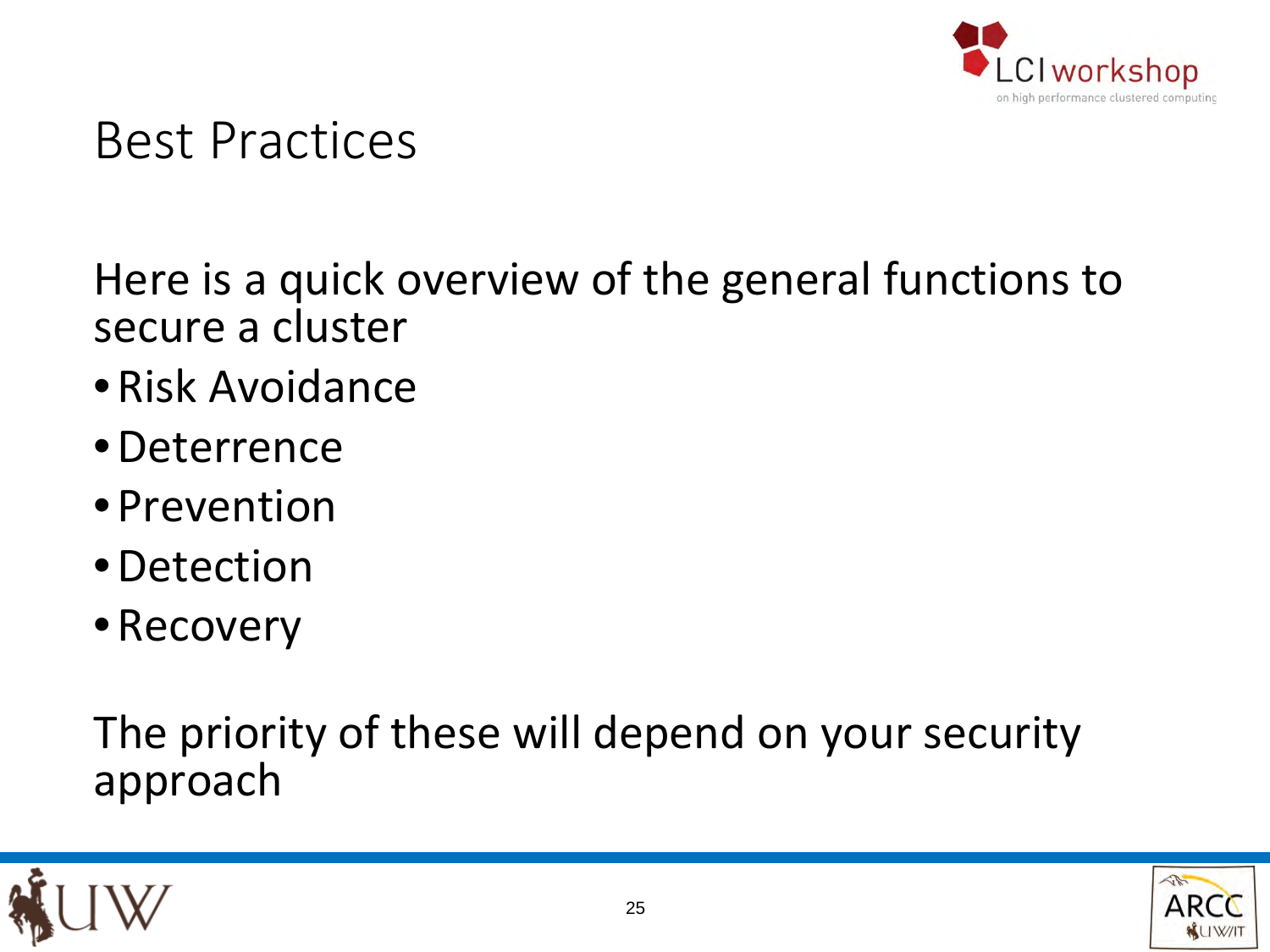# Best Practices

Here is a quick overview of the general functions to secure a cluster

- Risk Avoidance
- Deterrence
- Prevention
- Detection
- Recovery

The priority of these will depend on your security approach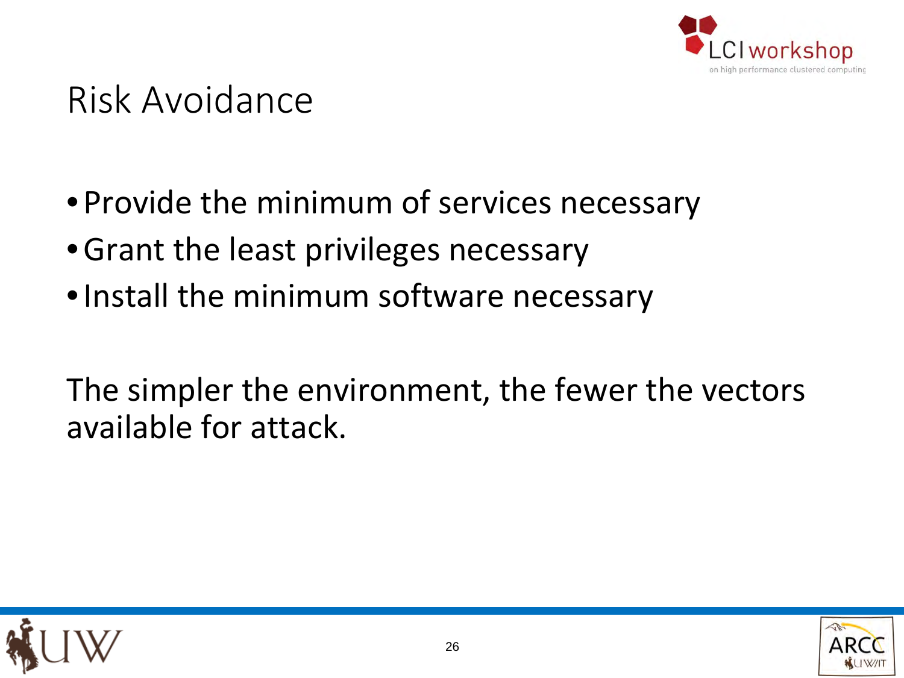# Risk Avoidance

- Provide the minimum of services necessary
- Grant the least privileges necessary
- Install the minimum software necessary

The simpler the environment, the fewer the vectors available for attack.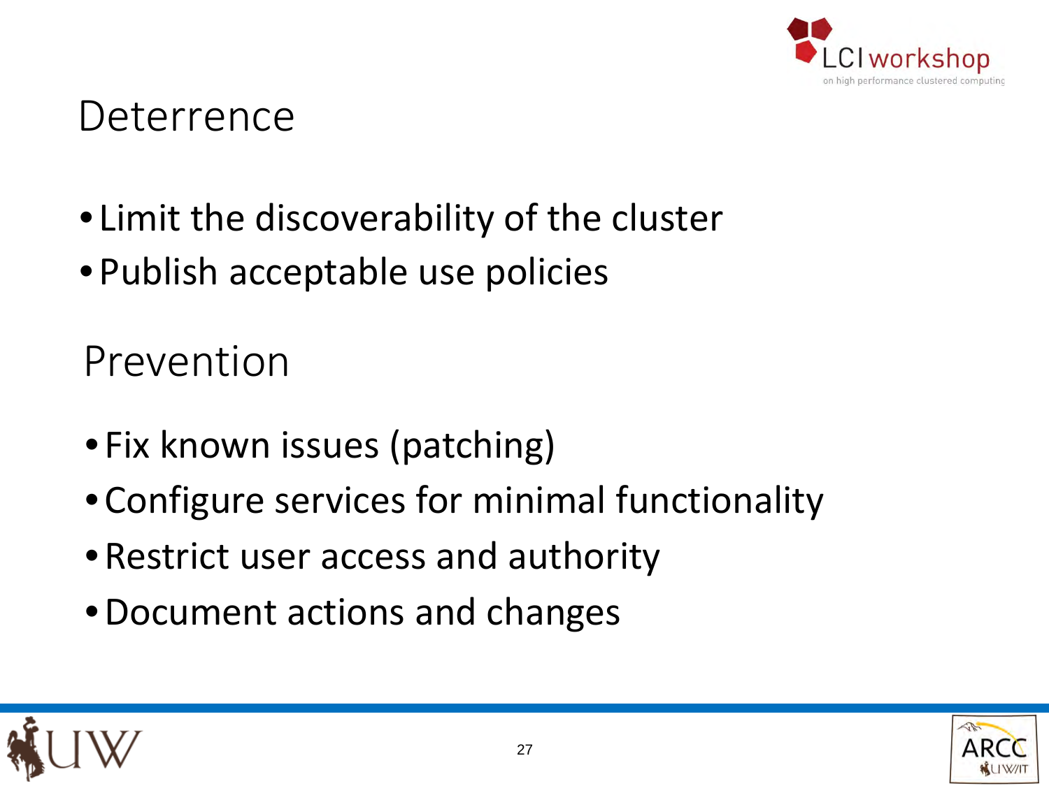## Deterrence

- Limit the discoverability of the cluster
- Publish acceptable use policies

## Prevention

- Fix known issues (patching)
- Configure services for minimal functionality
- Restrict user access and authority
- Document actions and changes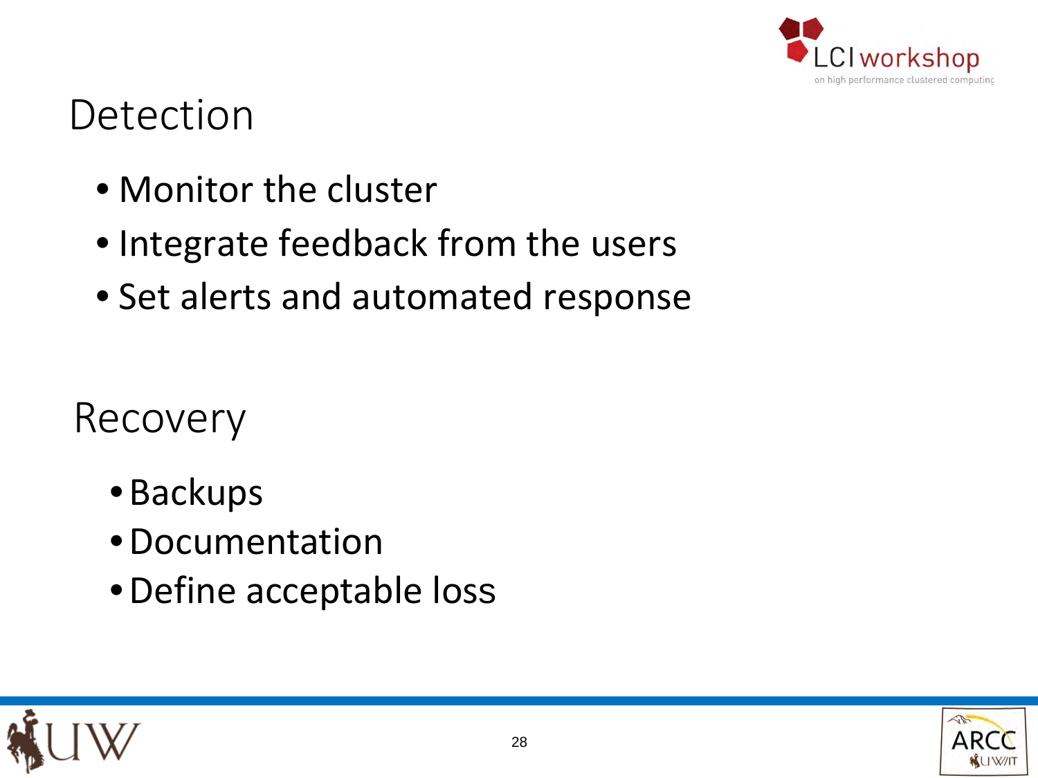# Detection

- Monitor the cluster
- Integrate feedback from the users
- Set alerts and automated response

# Recovery

- Backups
- Documentation
- Define acceptable loss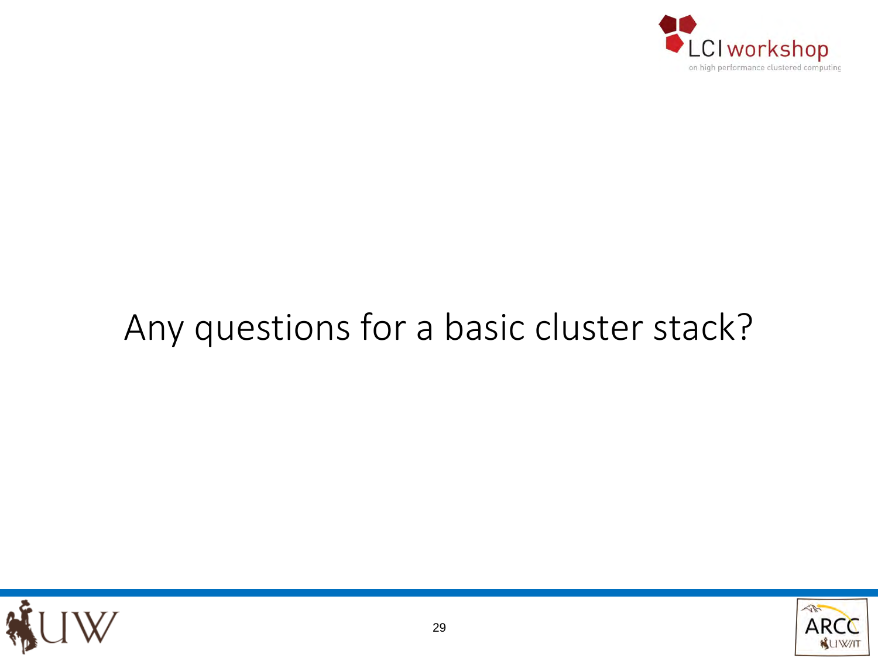Any questions for a basic cluster stack?